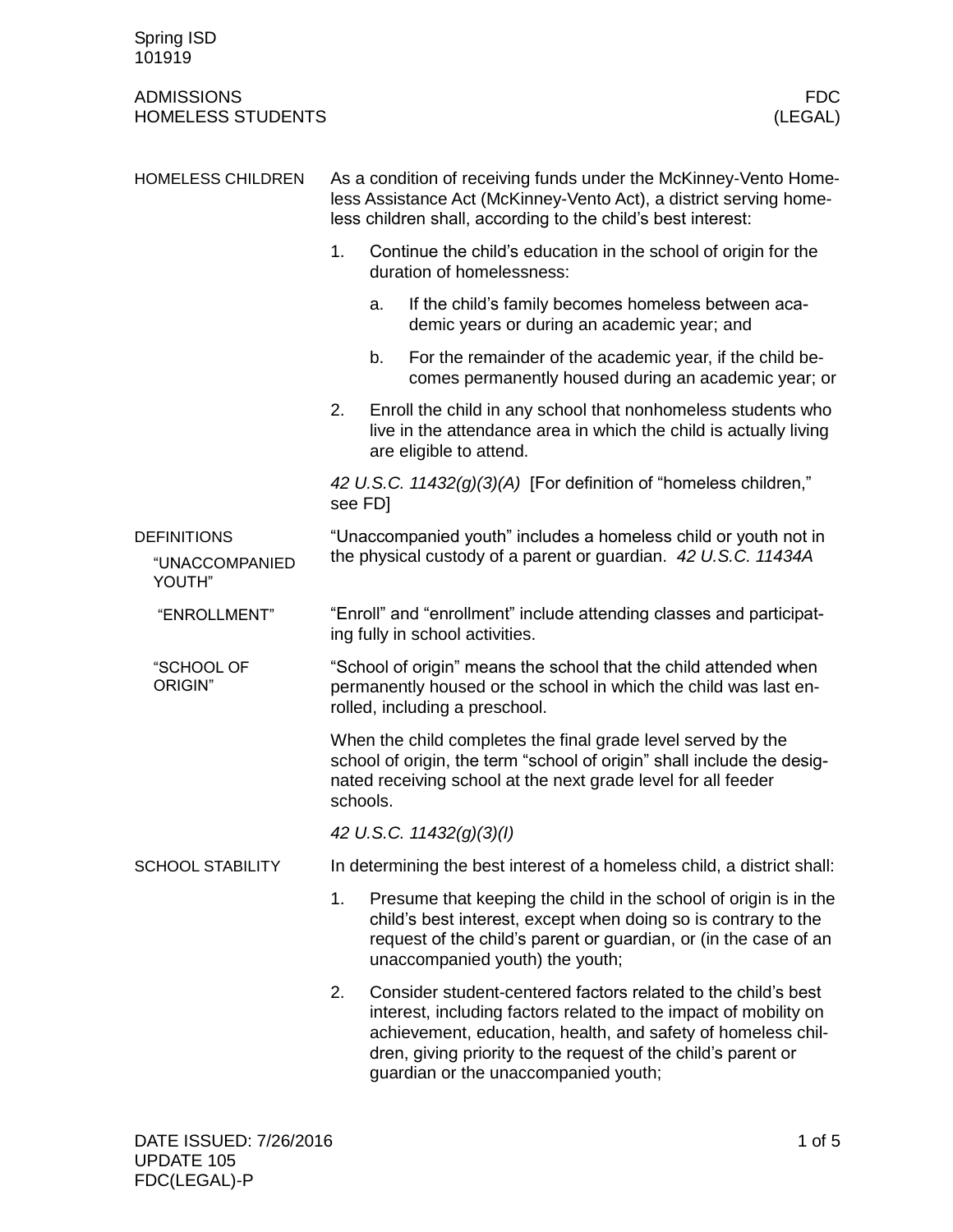# ADMISSIONS
# HOMELESS STUDENTS

FDC (LEGAL)

## HOMELESS CHILDREN

As a condition of receiving funds under the McKinney-Vento Homeless Assistance Act (McKinney-Vento Act), a district serving homeless children shall, according to the child's best interest:

1. Continue the child's education in the school of origin for the duration of homelessness:
   a. If the child's family becomes homeless between academic years or during an academic year; and
   b. For the remainder of the academic year, if the child becomes permanently housed during an academic year; or
2. Enroll the child in any school that nonhomeless students who live in the attendance area in which the child is actually living are eligible to attend.

*42 U.S.C. 11432(g)(3)(A)* [For definition of "homeless children," see FD]

## DEFINITIONS

### "UNACCOMPANIED YOUTH"

"Unaccompanied youth" includes a homeless child or youth not in the physical custody of a parent or guardian. *42 U.S.C. 11434A*

### "ENROLLMENT"

"Enroll" and "enrollment" include attending classes and participating fully in school activities.

### "SCHOOL OF ORIGIN"

"School of origin" means the school that the child attended when permanently housed or the school in which the child was last enrolled, including a preschool.

When the child completes the final grade level served by the school of origin, the term "school of origin" shall include the designated receiving school at the next grade level for all feeder schools.

*42 U.S.C. 11432(g)(3)(I)*

## SCHOOL STABILITY

In determining the best interest of a homeless child, a district shall:

1. Presume that keeping the child in the school of origin is in the child's best interest, except when doing so is contrary to the request of the child's parent or guardian, or (in the case of an unaccompanied youth) the youth;
2. Consider student-centered factors related to the child's best interest, including factors related to the impact of mobility on achievement, education, health, and safety of homeless children, giving priority to the request of the child's parent or guardian or the unaccompanied youth;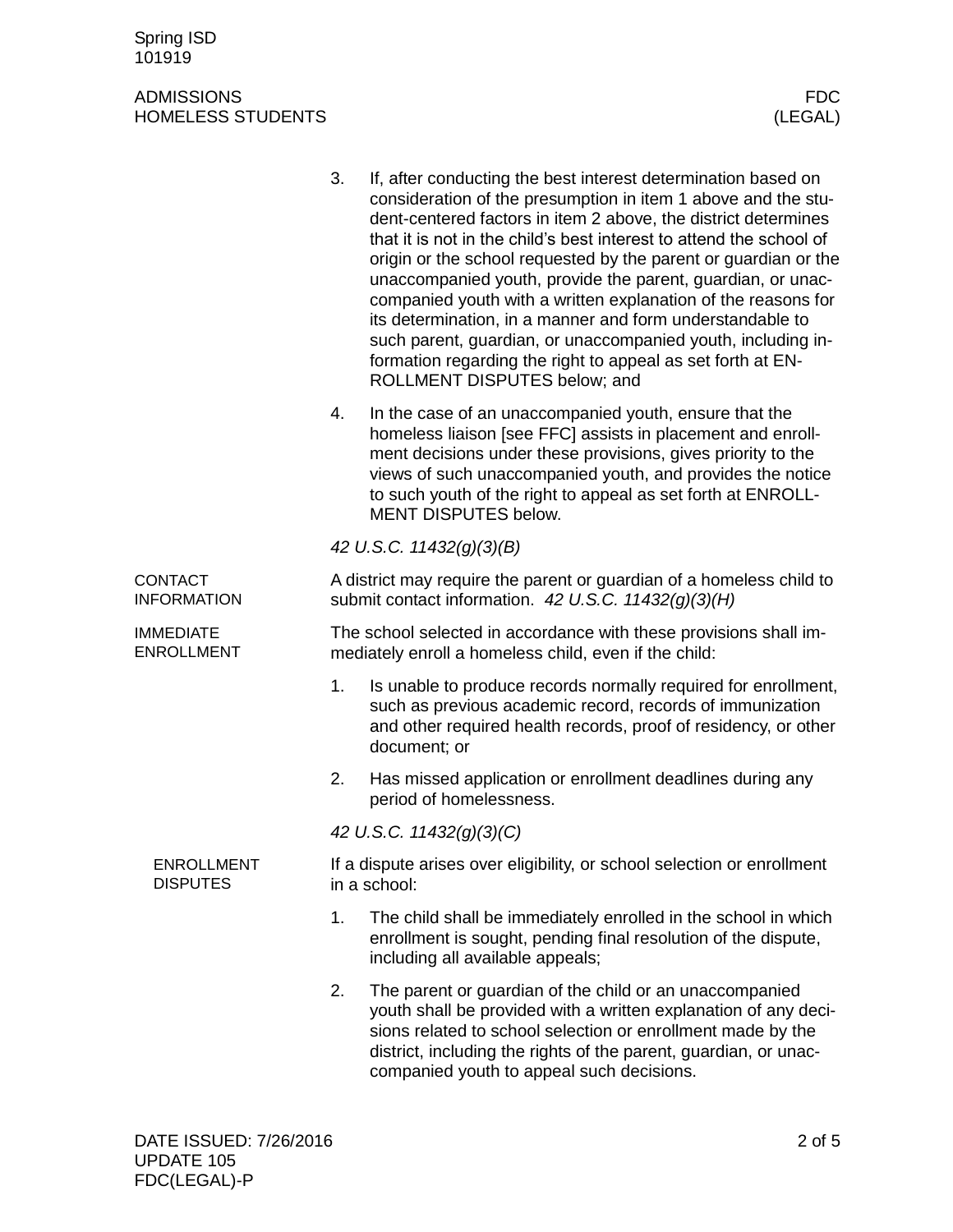3. If, after conducting the best interest determination based on consideration of the presumption in item 1 above and the student-centered factors in item 2 above, the district determines that it is not in the child's best interest to attend the school of origin or the school requested by the parent or guardian or the unaccompanied youth, provide the parent, guardian, or unaccompanied youth with a written explanation of the reasons for its determination, in a manner and form understandable to such parent, guardian, or unaccompanied youth, including information regarding the right to appeal as set forth at ENROLLMENT DISPUTES below; and

4. In the case of an unaccompanied youth, ensure that the homeless liaison [see FFC] assists in placement and enrollment decisions under these provisions, gives priority to the views of such unaccompanied youth, and provides the notice to such youth of the right to appeal as set forth at ENROLLMENT DISPUTES below.

*42 U.S.C. 11432(g)(3)(B)*

## CONTACT INFORMATION

A district may require the parent or guardian of a homeless child to submit contact information. *42 U.S.C. 11432(g)(3)(H)*

## IMMEDIATE ENROLLMENT

The school selected in accordance with these provisions shall immediately enroll a homeless child, even if the child:

1. Is unable to produce records normally required for enrollment, such as previous academic record, records of immunization and other required health records, proof of residency, or other document; or

2. Has missed application or enrollment deadlines during any period of homelessness.

*42 U.S.C. 11432(g)(3)(C)*

### ENROLLMENT DISPUTES

If a dispute arises over eligibility, or school selection or enrollment in a school:

1. The child shall be immediately enrolled in the school in which enrollment is sought, pending final resolution of the dispute, including all available appeals;

2. The parent or guardian of the child or an unaccompanied youth shall be provided with a written explanation of any decisions related to school selection or enrollment made by the district, including the rights of the parent, guardian, or unaccompanied youth to appeal such decisions.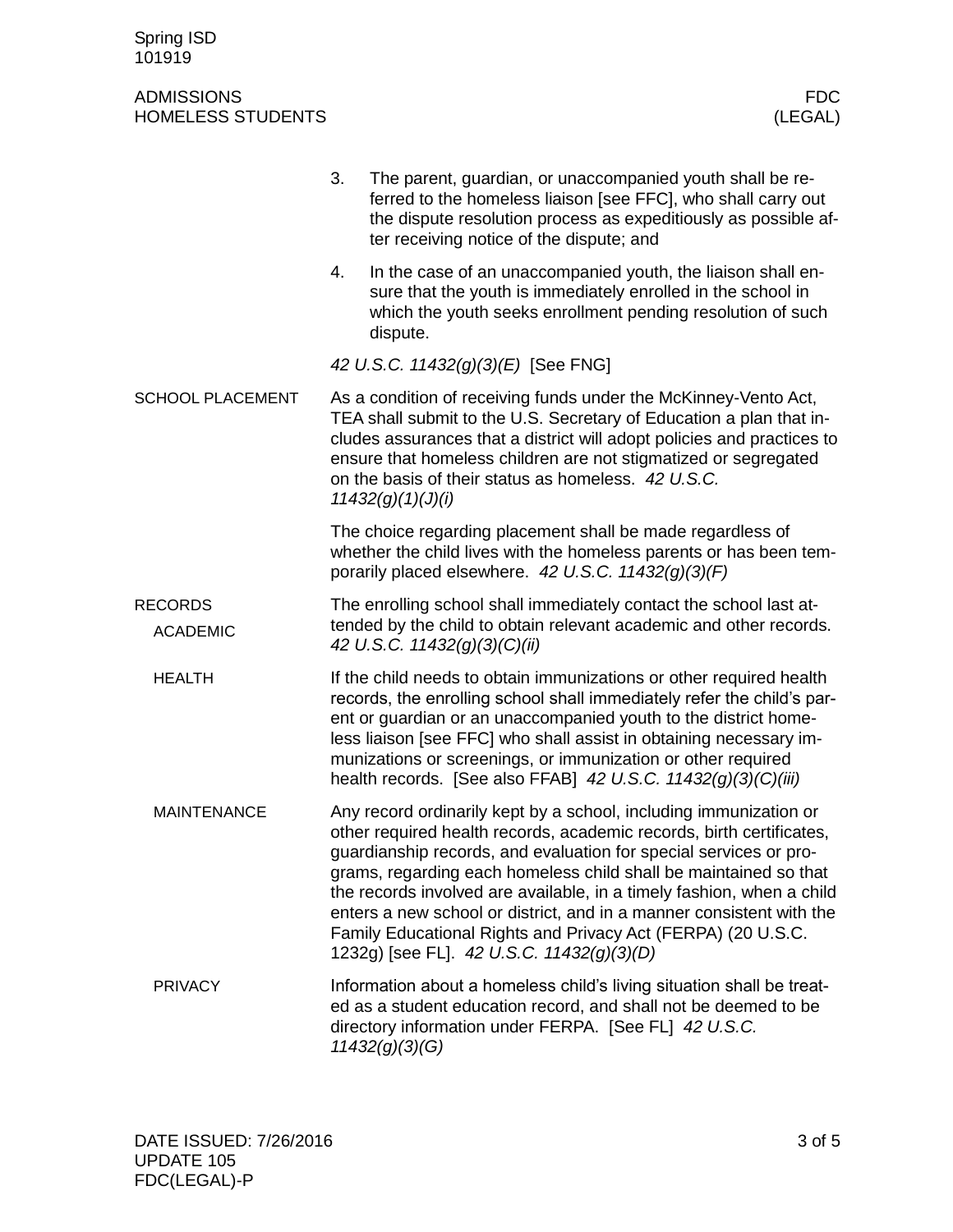3. The parent, guardian, or unaccompanied youth shall be referred to the homeless liaison [see FFC], who shall carry out the dispute resolution process as expeditiously as possible after receiving notice of the dispute; and

4. In the case of an unaccompanied youth, the liaison shall ensure that the youth is immediately enrolled in the school in which the youth seeks enrollment pending resolution of such dispute.

*42 U.S.C. 11432(g)(3)(E)* [See FNG]

## SCHOOL PLACEMENT

As a condition of receiving funds under the McKinney-Vento Act, TEA shall submit to the U.S. Secretary of Education a plan that includes assurances that a district will adopt policies and practices to ensure that homeless children are not stigmatized or segregated on the basis of their status as homeless. *42 U.S.C. 11432(g)(1)(J)(i)*

The choice regarding placement shall be made regardless of whether the child lives with the homeless parents or has been temporarily placed elsewhere. *42 U.S.C. 11432(g)(3)(F)*

## RECORDS

### ACADEMIC

The enrolling school shall immediately contact the school last attended by the child to obtain relevant academic and other records. *42 U.S.C. 11432(g)(3)(C)(ii)*

### HEALTH

If the child needs to obtain immunizations or other required health records, the enrolling school shall immediately refer the child's parent or guardian or an unaccompanied youth to the district homeless liaison [see FFC] who shall assist in obtaining necessary immunizations or screenings, or immunization or other required health records. [See also FFAB] *42 U.S.C. 11432(g)(3)(C)(iii)*

### MAINTENANCE

Any record ordinarily kept by a school, including immunization or other required health records, academic records, birth certificates, guardianship records, and evaluation for special services or programs, regarding each homeless child shall be maintained so that the records involved are available, in a timely fashion, when a child enters a new school or district, and in a manner consistent with the Family Educational Rights and Privacy Act (FERPA) (20 U.S.C. 1232g) [see FL]. *42 U.S.C. 11432(g)(3)(D)*

### PRIVACY

Information about a homeless child's living situation shall be treated as a student education record, and shall not be deemed to be directory information under FERPA. [See FL] *42 U.S.C. 11432(g)(3)(G)*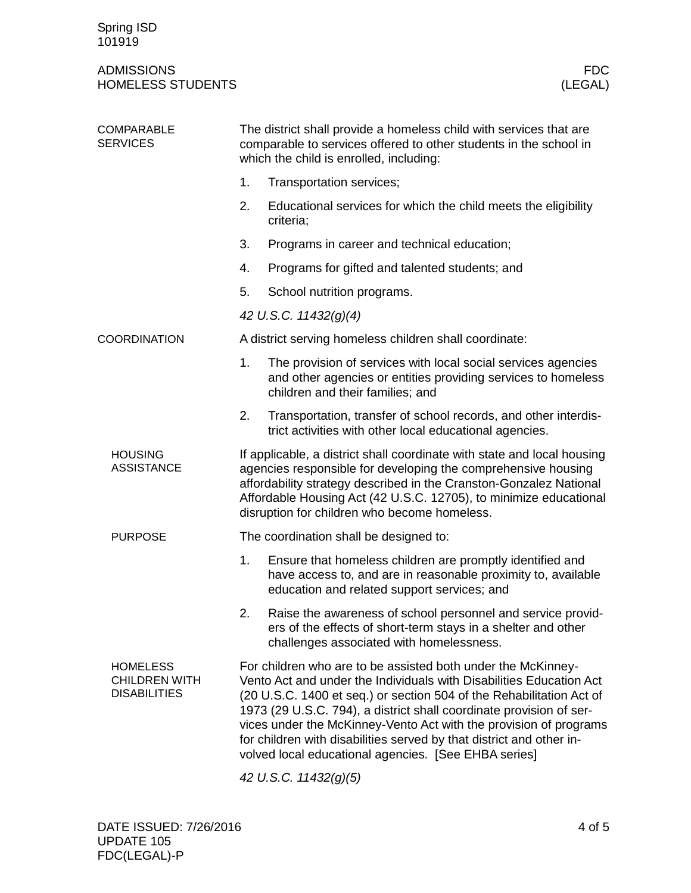## COMPARABLE SERVICES

The district shall provide a homeless child with services that are comparable to services offered to other students in the school in which the child is enrolled, including:

1. Transportation services;
2. Educational services for which the child meets the eligibility criteria;
3. Programs in career and technical education;
4. Programs for gifted and talented students; and
5. School nutrition programs.

*42 U.S.C. 11432(g)(4)*

## COORDINATION

A district serving homeless children shall coordinate:

1. The provision of services with local social services agencies and other agencies or entities providing services to homeless children and their families; and
2. Transportation, transfer of school records, and other interdistrict activities with other local educational agencies.

### HOUSING ASSISTANCE

If applicable, a district shall coordinate with state and local housing agencies responsible for developing the comprehensive housing affordability strategy described in the Cranston-Gonzalez National Affordable Housing Act (42 U.S.C. 12705), to minimize educational disruption for children who become homeless.

### PURPOSE

The coordination shall be designed to:

1. Ensure that homeless children are promptly identified and have access to, and are in reasonable proximity to, available education and related support services; and
2. Raise the awareness of school personnel and service providers of the effects of short-term stays in a shelter and other challenges associated with homelessness.

### HOMELESS CHILDREN WITH DISABILITIES

For children who are to be assisted both under the McKinney-Vento Act and under the Individuals with Disabilities Education Act (20 U.S.C. 1400 et seq.) or section 504 of the Rehabilitation Act of 1973 (29 U.S.C. 794), a district shall coordinate provision of services under the McKinney-Vento Act with the provision of programs for children with disabilities served by that district and other involved local educational agencies. [See EHBA series]

*42 U.S.C. 11432(g)(5)*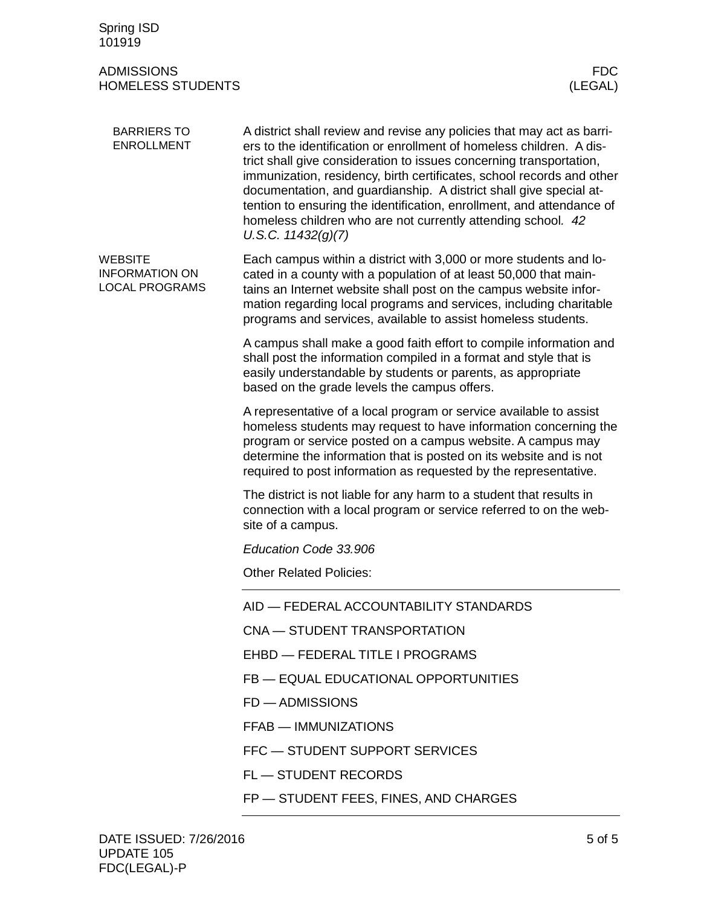### BARRIERS TO ENROLLMENT

A district shall review and revise any policies that may act as barriers to the identification or enrollment of homeless children. A district shall give consideration to issues concerning transportation, immunization, residency, birth certificates, school records and other documentation, and guardianship. A district shall give special attention to ensuring the identification, enrollment, and attendance of homeless children who are not currently attending school. *42 U.S.C. 11432(g)(7)*

## WEBSITE INFORMATION ON LOCAL PROGRAMS

Each campus within a district with 3,000 or more students and located in a county with a population of at least 50,000 that maintains an Internet website shall post on the campus website information regarding local programs and services, including charitable programs and services, available to assist homeless students.

A campus shall make a good faith effort to compile information and shall post the information compiled in a format and style that is easily understandable by students or parents, as appropriate based on the grade levels the campus offers.

A representative of a local program or service available to assist homeless students may request to have information concerning the program or service posted on a campus website. A campus may determine the information that is posted on its website and is not required to post information as requested by the representative.

The district is not liable for any harm to a student that results in connection with a local program or service referred to on the website of a campus.

*Education Code 33.906*

Other Related Policies:

---

AID — FEDERAL ACCOUNTABILITY STANDARDS

CNA — STUDENT TRANSPORTATION

EHBD — FEDERAL TITLE I PROGRAMS

FB — EQUAL EDUCATIONAL OPPORTUNITIES

FD — ADMISSIONS

FFAB — IMMUNIZATIONS

FFC — STUDENT SUPPORT SERVICES

FL — STUDENT RECORDS

FP — STUDENT FEES, FINES, AND CHARGES

---